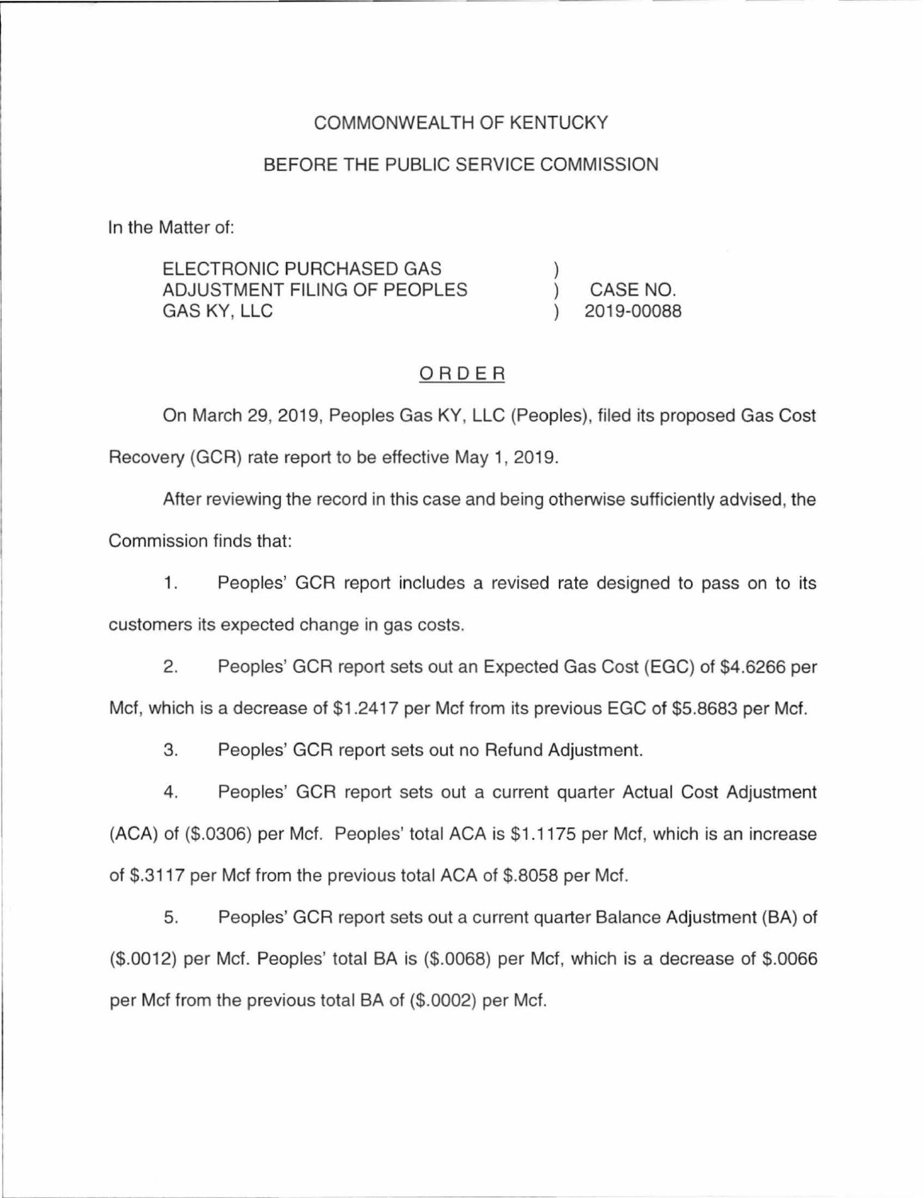COMMONWEALTH OF KENTUCKY

BEFORE THE PUBLIC SERVICE COMMISSION

In the Matter of:

| | | |
|---|---|---|
| ELECTRONIC PURCHASED GAS ADJUSTMENT FILING OF PEOPLES GAS KY, LLC | ) ) ) | CASE NO. 2019-00088 |

## ORDER

On March 29, 2019, Peoples Gas KY, LLC (Peoples), filed its proposed Gas Cost Recovery (GCR) rate report to be effective May 1, 2019.

After reviewing the record in this case and being otherwise sufficiently advised, the Commission finds that:

1. Peoples' GCR report includes a revised rate designed to pass on to its customers its expected change in gas costs.

2. Peoples' GCR report sets out an Expected Gas Cost (EGC) of $4.6266 per Mcf, which is a decrease of $1.2417 per Mcf from its previous EGC of $5.8683 per Mcf.

3. Peoples' GCR report sets out no Refund Adjustment.

4. Peoples' GCR report sets out a current quarter Actual Cost Adjustment (ACA) of ($.0306) per Mcf. Peoples' total ACA is $1.1175 per Mcf, which is an increase of $.3117 per Mcf from the previous total ACA of $.8058 per Mcf.

5. Peoples' GCR report sets out a current quarter Balance Adjustment (BA) of ($.0012) per Mcf. Peoples' total BA is ($.0068) per Mcf, which is a decrease of $.0066 per Mcf from the previous total BA of ($.0002) per Mcf.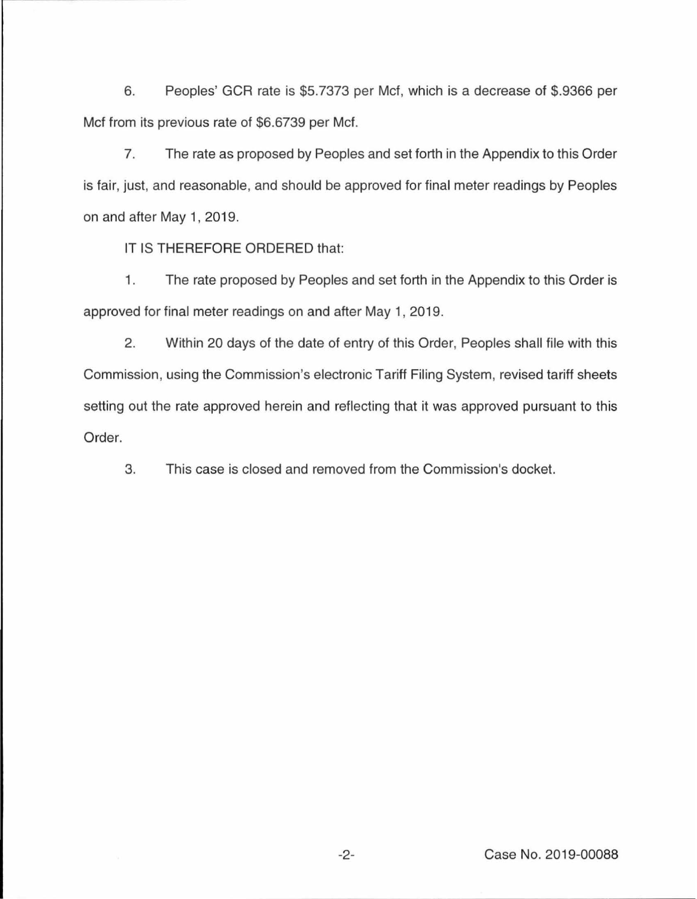6. Peoples' GCR rate is $5.7373 per Mcf, which is a decrease of $.9366 per Mcf from its previous rate of $6.6739 per Mcf.

7. The rate as proposed by Peoples and set forth in the Appendix to this Order is fair, just, and reasonable, and should be approved for final meter readings by Peoples on and after May 1, 2019.

IT IS THEREFORE ORDERED that:

1. The rate proposed by Peoples and set forth in the Appendix to this Order is approved for final meter readings on and after May 1, 2019.

2. Within 20 days of the date of entry of this Order, Peoples shall file with this Commission, using the Commission's electronic Tariff Filing System, revised tariff sheets setting out the rate approved herein and reflecting that it was approved pursuant to this Order.

3. This case is closed and removed from the Commission's docket.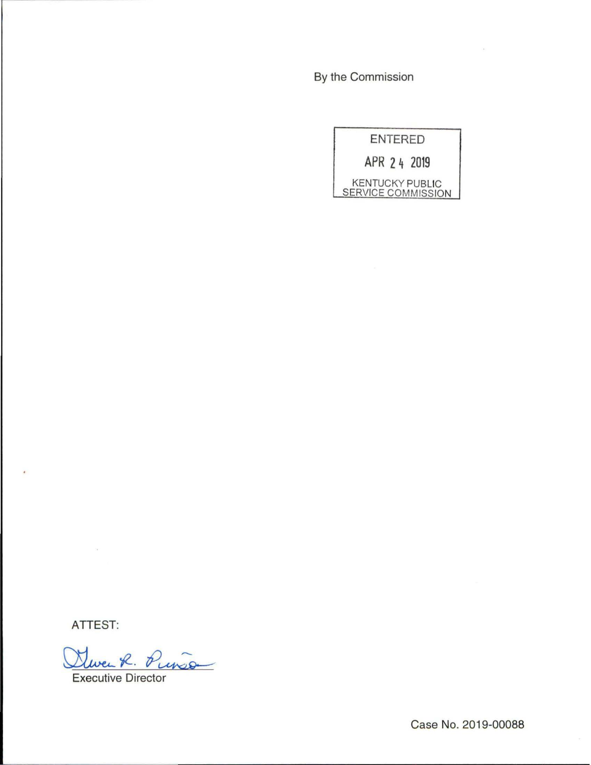By the Commission

ENTERED

APR 24 2019

KENTUCKY PUBLIC
SERVICE COMMISSION

ATTEST:

Executive Director

Case No. 2019-00088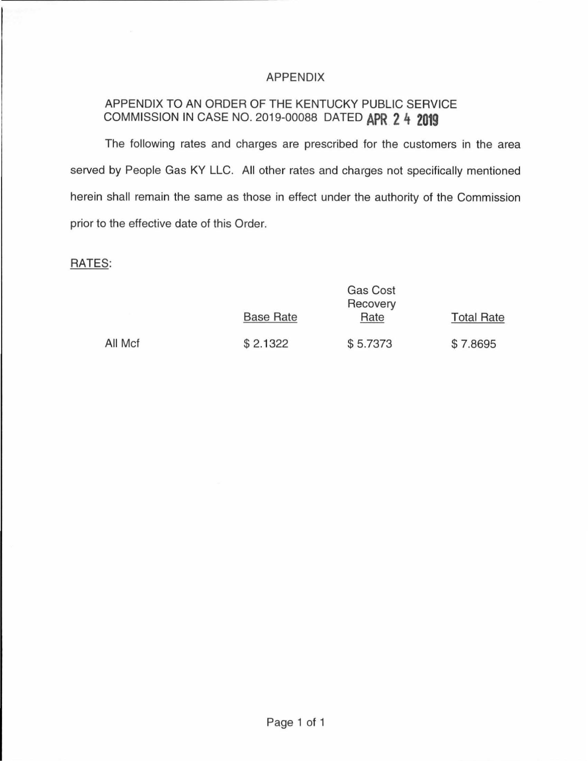# APPENDIX

APPENDIX TO AN ORDER OF THE KENTUCKY PUBLIC SERVICE COMMISSION IN CASE NO. 2019-00088 DATED **APR 24 2019**

The following rates and charges are prescribed for the customers in the area served by People Gas KY LLC. All other rates and charges not specifically mentioned herein shall remain the same as those in effect under the authority of the Commission prior to the effective date of this Order.

RATES:

| | Base Rate | Gas Cost Recovery Rate | Total Rate |
|---|---|---|---|
| All Mcf | $ 2.1322 | $ 5.7373 | $ 7.8695 |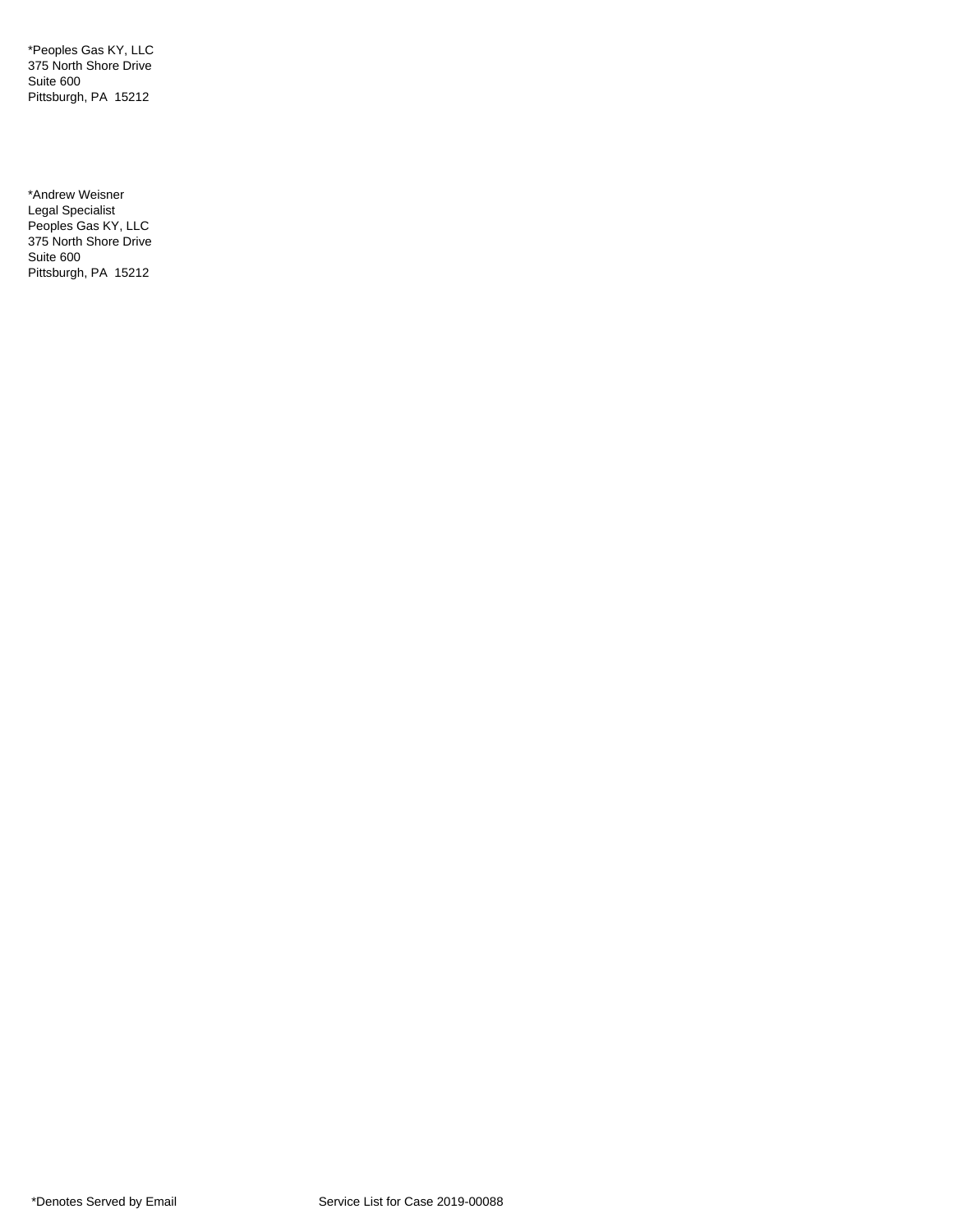*Peoples Gas KY, LLC
375 North Shore Drive
Suite 600
Pittsburgh, PA  15212

*Andrew Weisner
Legal Specialist
Peoples Gas KY, LLC
375 North Shore Drive
Suite 600
Pittsburgh, PA  15212

*Denotes Served by Email

Service List for Case 2019-00088